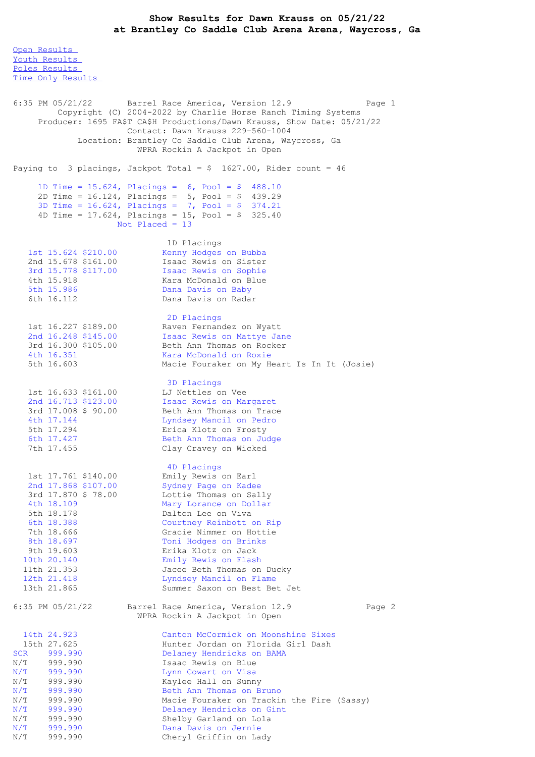# Show Results for Dawn Krauss on 05/21/22
## at Brantley Co Saddle Club Arena Arena, Waycross, Ga

Open Results
Youth Results
Poles Results
Time Only Results

```
6:35 PM 05/21/22       Barrel Race America, Version 12.9              Page 1
         Copyright (C) 2004-2022 by Charlie Horse Ranch Timing Systems
     Producer: 1695 FA$T CA$H Productions/Dawn Krauss, Show Date: 05/21/22
                        Contact: Dawn Krauss 229-560-1004
             Location: Brantley Co Saddle Club Arena, Waycross, Ga
                          WPRA Rockin A Jackpot in Open

Paying to  3 placings, Jackpot Total = $  1627.00, Rider count = 46

     1D Time = 15.624, Placings =  6, Pool = $  488.10
     2D Time = 16.124, Placings =  5, Pool = $  439.29
     3D Time = 16.624, Placings =  7, Pool = $  374.21
     4D Time = 17.624, Placings = 15, Pool = $  325.40
                       Not Placed = 13

                                 1D Placings
   1st 15.624 $210.00           Kenny Hodges on Bubba
   2nd 15.678 $161.00           Isaac Rewis on Sister
   3rd 15.778 $117.00           Isaac Rewis on Sophie
   4th 15.918                   Kara McDonald on Blue
   5th 15.986                   Dana Davis on Baby
   6th 16.112                   Dana Davis on Radar

                                 2D Placings
   1st 16.227 $189.00           Raven Fernandez on Wyatt
   2nd 16.248 $145.00           Isaac Rewis on Mattye Jane
   3rd 16.300 $105.00           Beth Ann Thomas on Rocker
   4th 16.351                   Kara McDonald on Roxie
   5th 16.603                   Macie Fouraker on My Heart Is In It (Josie)

                                 3D Placings
   1st 16.633 $161.00           LJ Nettles on Vee
   2nd 16.713 $123.00           Isaac Rewis on Margaret
   3rd 17.008 $ 90.00           Beth Ann Thomas on Trace
   4th 17.144                   Lyndsey Mancil on Pedro
   5th 17.294                   Erica Klotz on Frosty
   6th 17.427                   Beth Ann Thomas on Judge
   7th 17.455                   Clay Cravey on Wicked

                                 4D Placings
   1st 17.761 $140.00           Emily Rewis on Earl
   2nd 17.868 $107.00           Sydney Page on Kadee
   3rd 17.870 $ 78.00           Lottie Thomas on Sally
   4th 18.109                   Mary Lorance on Dollar
   5th 18.178                   Dalton Lee on Viva
   6th 18.388                   Courtney Reinbott on Rip
   7th 18.666                   Gracie Nimmer on Hottie
   8th 18.697                   Toni Hodges on Brinks
   9th 19.603                   Erika Klotz on Jack
  10th 20.140                   Emily Rewis on Flash
  11th 21.353                   Jacee Beth Thomas on Ducky
  12th 21.418                   Lyndsey Mancil on Flame
  13th 21.865                   Summer Saxon on Best Bet Jet

6:35 PM 05/21/22       Barrel Race America, Version 12.9              Page 2
                          WPRA Rockin A Jackpot in Open

  14th 24.923                   Canton McCormick on Moonshine Sixes
  15th 27.625                   Hunter Jordan on Florida Girl Dash
SCR    999.990                  Delaney Hendricks on BAMA
N/T    999.990                  Isaac Rewis on Blue
N/T    999.990                  Lynn Cowart on Visa
N/T    999.990                  Kaylee Hall on Sunny
N/T    999.990                  Beth Ann Thomas on Bruno
N/T    999.990                  Macie Fouraker on Trackin the Fire (Sassy)
N/T    999.990                  Delaney Hendricks on Gint
N/T    999.990                  Shelby Garland on Lola
N/T    999.990                  Dana Davis on Jernie
N/T    999.990                  Cheryl Griffin on Lady
```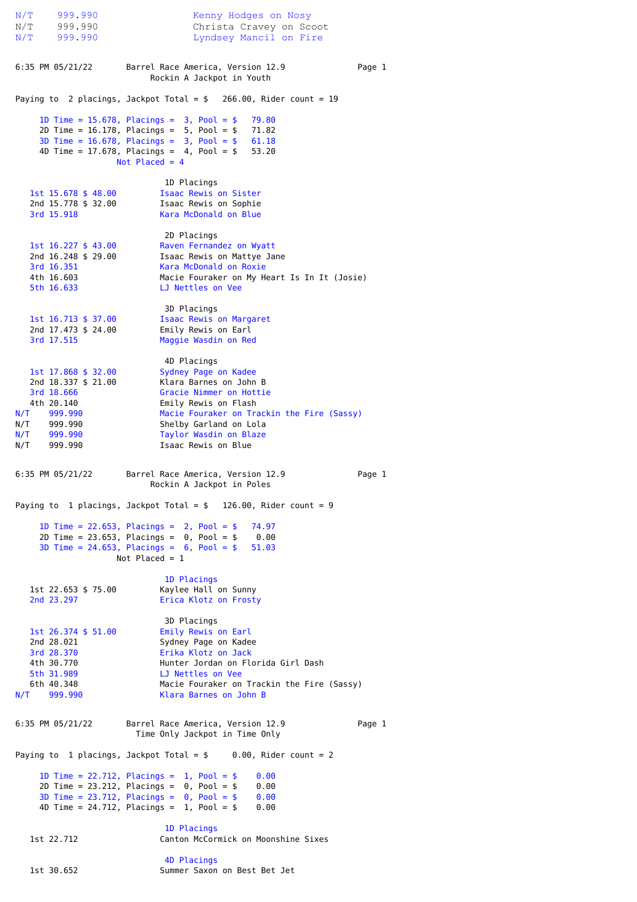| | | |
|---|---|---|
| N/T | 999.990 | Kenny Hodges on Nosy |
| N/T | 999.990 | Christa Cravey on Scoot |
| N/T | 999.990 | Lyndsey Mancil on Fire |

6:35 PM 05/21/22 Barrel Race America, Version 12.9

## Rockin A Jackpot in Youth

Paying to 2 placings, Jackpot Total = $ 266.00, Rider count = 19

```
1D Time = 15.678, Placings =  3, Pool = $   79.80
2D Time = 16.178, Placings =  5, Pool = $   71.82
3D Time = 16.678, Placings =  3, Pool = $   61.18
4D Time = 17.678, Placings =  4, Pool = $   53.20
                Not Placed = 4
```

### 1D Placings

| | | |
|---|---|---|
| 1st | 15.678 $ 48.00 | Isaac Rewis on Sister |
| 2nd | 15.778 $ 32.00 | Isaac Rewis on Sophie |
| 3rd | 15.918 | Kara McDonald on Blue |

### 2D Placings

| | | |
|---|---|---|
| 1st | 16.227 $ 43.00 | Raven Fernandez on Wyatt |
| 2nd | 16.248 $ 29.00 | Isaac Rewis on Mattye Jane |
| 3rd | 16.351 | Kara McDonald on Roxie |
| 4th | 16.603 | Macie Fouraker on My Heart Is In It (Josie) |
| 5th | 16.633 | LJ Nettles on Vee |

### 3D Placings

| | | |
|---|---|---|
| 1st | 16.713 $ 37.00 | Isaac Rewis on Margaret |
| 2nd | 17.473 $ 24.00 | Emily Rewis on Earl |
| 3rd | 17.515 | Maggie Wasdin on Red |

### 4D Placings

| | | |
|---|---|---|
| 1st | 17.868 $ 32.00 | Sydney Page on Kadee |
| 2nd | 18.337 $ 21.00 | Klara Barnes on John B |
| 3rd | 18.666 | Gracie Nimmer on Hottie |
| 4th | 20.140 | Emily Rewis on Flash |
| N/T | 999.990 | Macie Fouraker on Trackin the Fire (Sassy) |
| N/T | 999.990 | Shelby Garland on Lola |
| N/T | 999.990 | Taylor Wasdin on Blaze |
| N/T | 999.990 | Isaac Rewis on Blue |

6:35 PM 05/21/22 Barrel Race America, Version 12.9

## Rockin A Jackpot in Poles

Paying to 1 placings, Jackpot Total = $ 126.00, Rider count = 9

```
1D Time = 22.653, Placings =  2, Pool = $   74.97
2D Time = 23.653, Placings =  0, Pool = $    0.00
3D Time = 24.653, Placings =  6, Pool = $   51.03
                Not Placed = 1
```

### 1D Placings

| | | |
|---|---|---|
| 1st | 22.653 $ 75.00 | Kaylee Hall on Sunny |
| 2nd | 23.297 | Erica Klotz on Frosty |

### 3D Placings

| | | |
|---|---|---|
| 1st | 26.374 $ 51.00 | Emily Rewis on Earl |
| 2nd | 28.021 | Sydney Page on Kadee |
| 3rd | 28.370 | Erika Klotz on Jack |
| 4th | 30.770 | Hunter Jordan on Florida Girl Dash |
| 5th | 31.989 | LJ Nettles on Vee |
| 6th | 40.348 | Macie Fouraker on Trackin the Fire (Sassy) |
| N/T | 999.990 | Klara Barnes on John B |

6:35 PM 05/21/22 Barrel Race America, Version 12.9

## Time Only Jackpot in Time Only

Paying to 1 placings, Jackpot Total = $ 0.00, Rider count = 2

```
1D Time = 22.712, Placings =  1, Pool = $    0.00
2D Time = 23.212, Placings =  0, Pool = $    0.00
3D Time = 23.712, Placings =  0, Pool = $    0.00
4D Time = 24.712, Placings =  1, Pool = $    0.00
```

### 1D Placings

| | | |
|---|---|---|
| 1st | 22.712 | Canton McCormick on Moonshine Sixes |

### 4D Placings

| | | |
|---|---|---|
| 1st | 30.652 | Summer Saxon on Best Bet Jet |